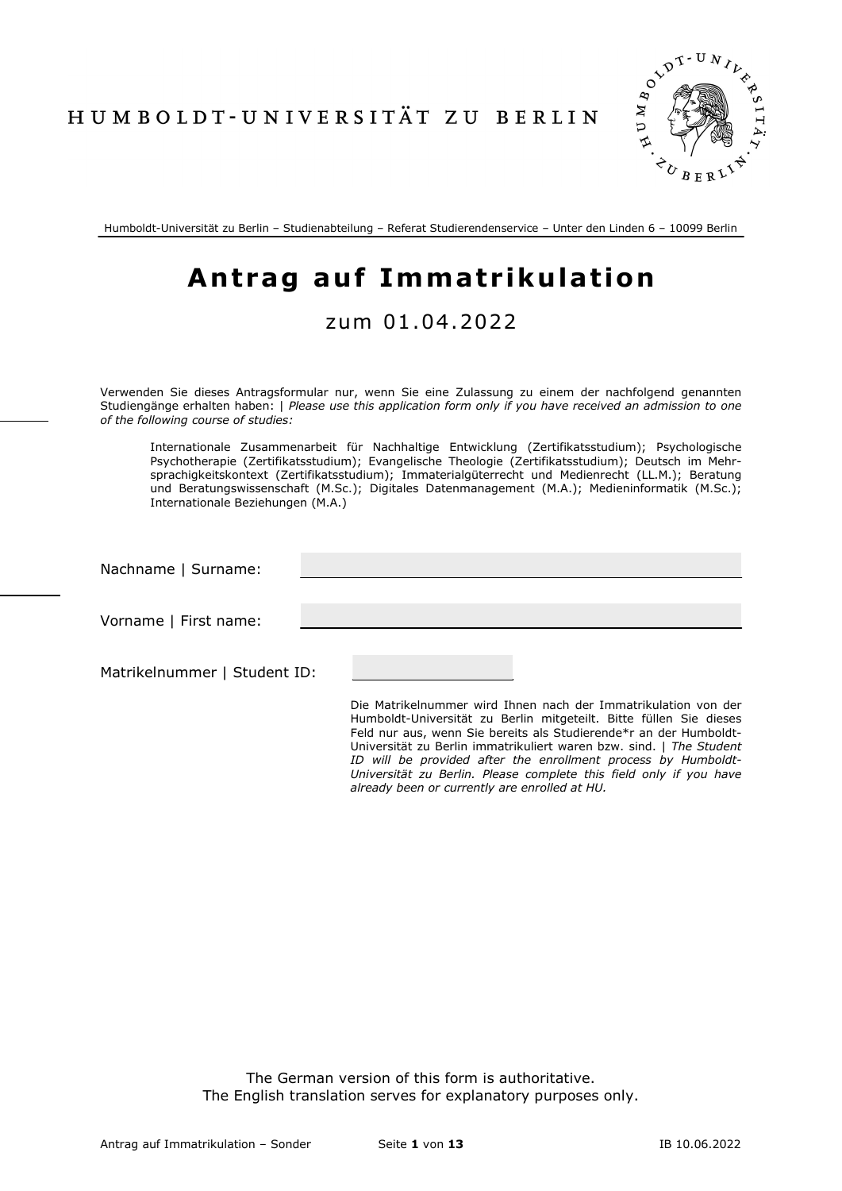HUMBOLDT-UNIVERSITÄT ZU BERLIN

Humboldt-Universität zu Berlin – Studienabteilung – Referat Studierendenservice – Unter den Linden 6 – 10099 Berlin

# Antrag auf Immatrikulation

## zum 01.04.2022

Verwenden Sie dieses Antragsformular nur, wenn Sie eine Zulassung zu einem der nachfolgend genannten Studiengänge erhalten haben: | *Please use this application form only if you have received an admission to one of the following course of studies:*

> Internationale Zusammenarbeit für Nachhaltige Entwicklung (Zertifikatsstudium); Psychologische Psychotherapie (Zertifikatsstudium); Evangelische Theologie (Zertifikatsstudium); Deutsch im Mehrsprachigkeitskontext (Zertifikatsstudium); Immaterialgüterrecht und Medienrecht (LL.M.); Beratung und Beratungswissenschaft (M.Sc.); Digitales Datenmanagement (M.A.); Medieninformatik (M.Sc.); Internationale Beziehungen (M.A.)

Nachname | Surname: ______________________________

Vorname | First name: ______________________________

Matrikelnummer | Student ID: ______________

Die Matrikelnummer wird Ihnen nach der Immatrikulation von der Humboldt-Universität zu Berlin mitgeteilt. Bitte füllen Sie dieses Feld nur aus, wenn Sie bereits als Studierende*r an der Humboldt-Universität zu Berlin immatrikuliert waren bzw. sind. | *The Student ID will be provided after the enrollment process by Humboldt-Universität zu Berlin. Please complete this field only if you have already been or currently are enrolled at HU.*

The German version of this form is authoritative.
The English translation serves for explanatory purposes only.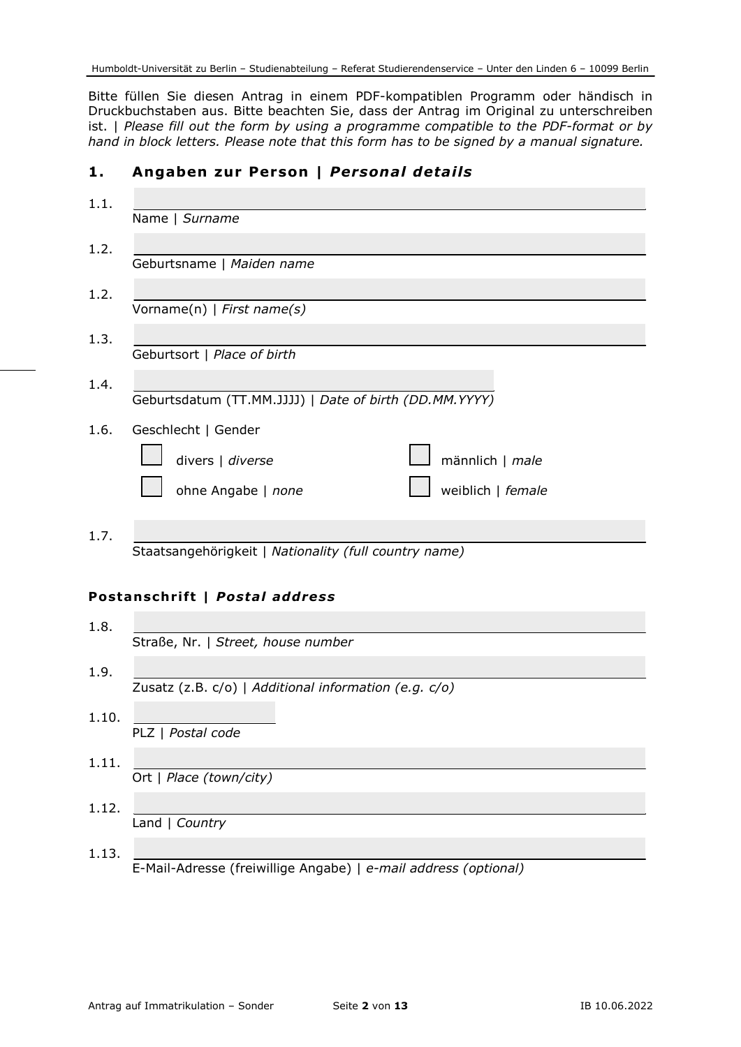Bitte füllen Sie diesen Antrag in einem PDF-kompatiblen Programm oder händisch in Druckbuchstaben aus. Bitte beachten Sie, dass der Antrag im Original zu unterschreiben ist. | *Please fill out the form by using a programme compatible to the PDF-format or by hand in block letters. Please note that this form has to be signed by a manual signature.*

## 1. Angaben zur Person | *Personal details*

1.1. \_\_\_\_\_\_\_\_\_\_\_\_\_\_\_\_\_\_\_\_
Name | *Surname*

1.2. \_\_\_\_\_\_\_\_\_\_\_\_\_\_\_\_\_\_\_\_
Geburtsname | *Maiden name*

1.2. \_\_\_\_\_\_\_\_\_\_\_\_\_\_\_\_\_\_\_\_
Vorname(n) | *First name(s)*

1.3. \_\_\_\_\_\_\_\_\_\_\_\_\_\_\_\_\_\_\_\_
Geburtsort | *Place of birth*

1.4. \_\_\_\_\_\_\_\_\_\_\_\_\_\_\_\_\_\_\_\_
Geburtsdatum (TT.MM.JJJJ) | *Date of birth (DD.MM.YYYY)*

1.6. Geschlecht | Gender

- ☐ divers | *diverse*
- ☐ männlich | *male*
- ☐ ohne Angabe | *none*
- ☐ weiblich | *female*

1.7. \_\_\_\_\_\_\_\_\_\_\_\_\_\_\_\_\_\_\_\_
Staatsangehörigkeit | *Nationality (full country name)*

### Postanschrift | *Postal address*

1.8. \_\_\_\_\_\_\_\_\_\_\_\_\_\_\_\_\_\_\_\_
Straße, Nr. | *Street, house number*

1.9. \_\_\_\_\_\_\_\_\_\_\_\_\_\_\_\_\_\_\_\_
Zusatz (z.B. c/o) | *Additional information (e.g. c/o)*

1.10. \_\_\_\_\_\_\_\_\_\_\_\_\_\_\_\_\_\_\_\_
PLZ | *Postal code*

1.11. \_\_\_\_\_\_\_\_\_\_\_\_\_\_\_\_\_\_\_\_
Ort | *Place (town/city)*

1.12. \_\_\_\_\_\_\_\_\_\_\_\_\_\_\_\_\_\_\_\_
Land | *Country*

1.13. \_\_\_\_\_\_\_\_\_\_\_\_\_\_\_\_\_\_\_\_
E-Mail-Adresse (freiwillige Angabe) | *e-mail address (optional)*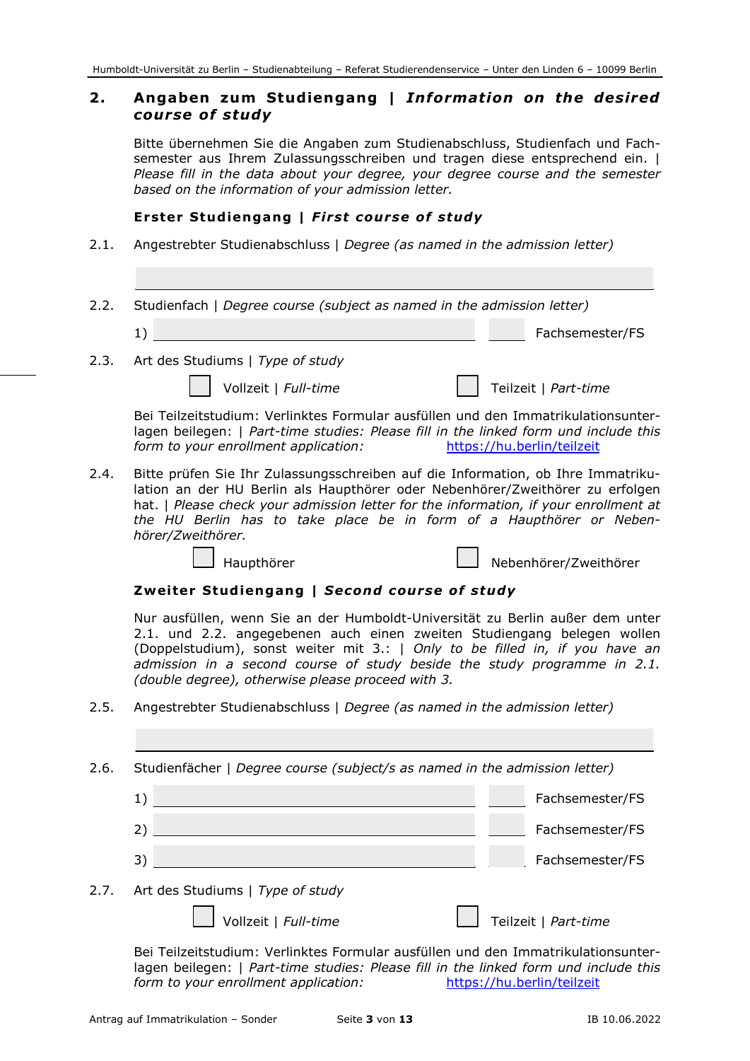## 2. Angaben zum Studiengang | *Information on the desired course of study*

Bitte übernehmen Sie die Angaben zum Studienabschluss, Studienfach und Fachsemester aus Ihrem Zulassungsschreiben und tragen diese entsprechend ein. | *Please fill in the data about your degree, your degree course and the semester based on the information of your admission letter.*

### Erster Studiengang | *First course of study*

2.1. Angestrebter Studienabschluss | *Degree (as named in the admission letter)*

\_\_\_\_\_\_\_\_\_\_\_\_\_\_\_\_\_\_\_\_\_\_\_\_\_\_\_\_\_\_\_\_\_\_\_\_\_\_\_\_

2.2. Studienfach | *Degree course (subject as named in the admission letter)*

1) \_\_\_\_\_\_\_\_\_\_\_\_\_\_\_\_\_\_\_\_\_\_\_\_\_\_\_\_ \_\_\_\_\_ Fachsemester/FS

2.3. Art des Studiums | *Type of study*

☐ Vollzeit | *Full-time* ☐ Teilzeit | *Part-time*

Bei Teilzeitstudium: Verlinktes Formular ausfüllen und den Immatrikulationsunterlagen beilegen: | *Part-time studies: Please fill in the linked form und include this form to your enrollment application:* https://hu.berlin/teilzeit

2.4. Bitte prüfen Sie Ihr Zulassungsschreiben auf die Information, ob Ihre Immatrikulation an der HU Berlin als Haupthörer oder Nebenhörer/Zweithörer zu erfolgen hat. | *Please check your admission letter for the information, if your enrollment at the HU Berlin has to take place be in form of a Haupthörer or Nebenhörer/Zweithörer.*

☐ Haupthörer ☐ Nebenhörer/Zweithörer

### Zweiter Studiengang | *Second course of study*

Nur ausfüllen, wenn Sie an der Humboldt-Universität zu Berlin außer dem unter 2.1. und 2.2. angegebenen auch einen zweiten Studiengang belegen wollen (Doppelstudium), sonst weiter mit 3.: | *Only to be filled in, if you have an admission in a second course of study beside the study programme in 2.1. (double degree), otherwise please proceed with 3.*

2.5. Angestrebter Studienabschluss | *Degree (as named in the admission letter)*

\_\_\_\_\_\_\_\_\_\_\_\_\_\_\_\_\_\_\_\_\_\_\_\_\_\_\_\_\_\_\_\_\_\_\_\_\_\_\_\_

2.6. Studienfächer | *Degree course (subject/s as named in the admission letter)*

1) \_\_\_\_\_\_\_\_\_\_\_\_\_\_\_\_\_\_\_\_\_\_\_\_\_\_\_\_ \_\_\_\_\_ Fachsemester/FS

2) \_\_\_\_\_\_\_\_\_\_\_\_\_\_\_\_\_\_\_\_\_\_\_\_\_\_\_\_ \_\_\_\_\_ Fachsemester/FS

3) \_\_\_\_\_\_\_\_\_\_\_\_\_\_\_\_\_\_\_\_\_\_\_\_\_\_\_\_ \_\_\_\_\_ Fachsemester/FS

2.7. Art des Studiums | *Type of study*

☐ Vollzeit | *Full-time* ☐ Teilzeit | *Part-time*

Bei Teilzeitstudium: Verlinktes Formular ausfüllen und den Immatrikulationsunterlagen beilegen: | *Part-time studies: Please fill in the linked form und include this form to your enrollment application:* https://hu.berlin/teilzeit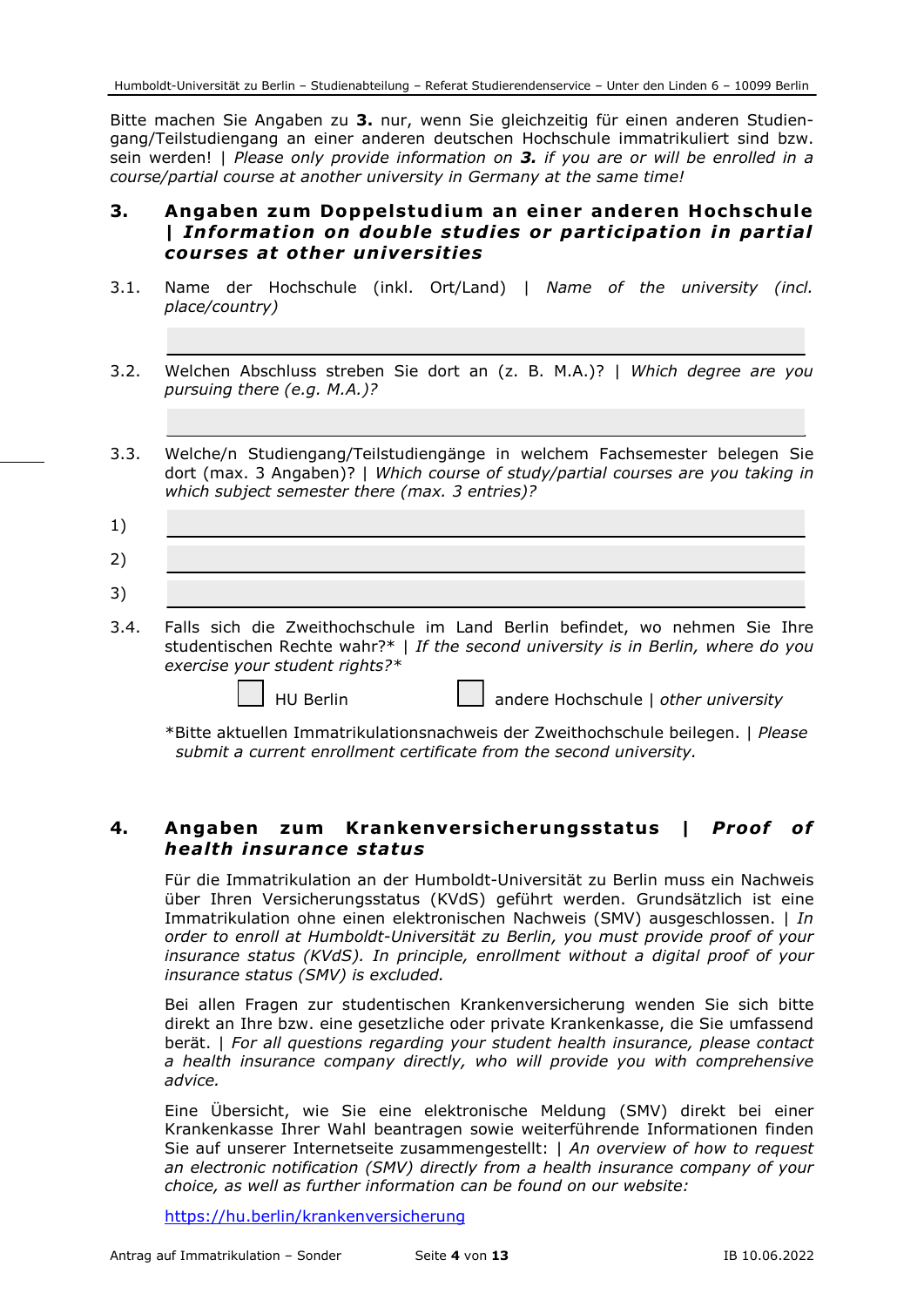Bitte machen Sie Angaben zu **3.** nur, wenn Sie gleichzeitig für einen anderen Studiengang/Teilstudiengang an einer anderen deutschen Hochschule immatrikuliert sind bzw. sein werden! | *Please only provide information on **3.** if you are or will be enrolled in a course/partial course at another university in Germany at the same time!*

## 3. Angaben zum Doppelstudium an einer anderen Hochschule | *Information on double studies or participation in partial courses at other universities*

3.1. Name der Hochschule (inkl. Ort/Land) | *Name of the university (incl. place/country)*

\_\_\_\_\_\_\_\_\_\_\_\_\_\_\_\_\_\_\_\_\_\_\_\_\_\_\_\_\_\_\_\_\_\_\_\_\_\_\_\_

3.2. Welchen Abschluss streben Sie dort an (z. B. M.A.)? | *Which degree are you pursuing there (e.g. M.A.)?*

\_\_\_\_\_\_\_\_\_\_\_\_\_\_\_\_\_\_\_\_\_\_\_\_\_\_\_\_\_\_\_\_\_\_\_\_\_\_\_\_

3.3. Welche/n Studiengang/Teilstudiengänge in welchem Fachsemester belegen Sie dort (max. 3 Angaben)? | *Which course of study/partial courses are you taking in which subject semester there (max. 3 entries)?*

1) \_\_\_\_\_\_\_\_\_\_\_\_\_\_\_\_\_\_\_\_\_\_\_\_\_\_\_\_\_\_\_\_\_\_\_\_\_\_\_\_

2) \_\_\_\_\_\_\_\_\_\_\_\_\_\_\_\_\_\_\_\_\_\_\_\_\_\_\_\_\_\_\_\_\_\_\_\_\_\_\_\_

3) \_\_\_\_\_\_\_\_\_\_\_\_\_\_\_\_\_\_\_\_\_\_\_\_\_\_\_\_\_\_\_\_\_\_\_\_\_\_\_\_

3.4. Falls sich die Zweithochschule im Land Berlin befindet, wo nehmen Sie Ihre studentischen Rechte wahr?* | *If the second university is in Berlin, where do you exercise your student rights?**

☐ HU Berlin ☐ andere Hochschule | *other university*

*Bitte aktuellen Immatrikulationsnachweis der Zweithochschule beilegen. | *Please submit a current enrollment certificate from the second university.*

## 4. Angaben zum Krankenversicherungsstatus | *Proof of health insurance status*

Für die Immatrikulation an der Humboldt-Universität zu Berlin muss ein Nachweis über Ihren Versicherungsstatus (KVdS) geführt werden. Grundsätzlich ist eine Immatrikulation ohne einen elektronischen Nachweis (SMV) ausgeschlossen. | *In order to enroll at Humboldt-Universität zu Berlin, you must provide proof of your insurance status (KVdS). In principle, enrollment without a digital proof of your insurance status (SMV) is excluded.*

Bei allen Fragen zur studentischen Krankenversicherung wenden Sie sich bitte direkt an Ihre bzw. eine gesetzliche oder private Krankenkasse, die Sie umfassend berät. | *For all questions regarding your student health insurance, please contact a health insurance company directly, who will provide you with comprehensive advice.*

Eine Übersicht, wie Sie eine elektronische Meldung (SMV) direkt bei einer Krankenkasse Ihrer Wahl beantragen sowie weiterführende Informationen finden Sie auf unserer Internetseite zusammengestellt: | *An overview of how to request an electronic notification (SMV) directly from a health insurance company of your choice, as well as further information can be found on our website:*

https://hu.berlin/krankenversicherung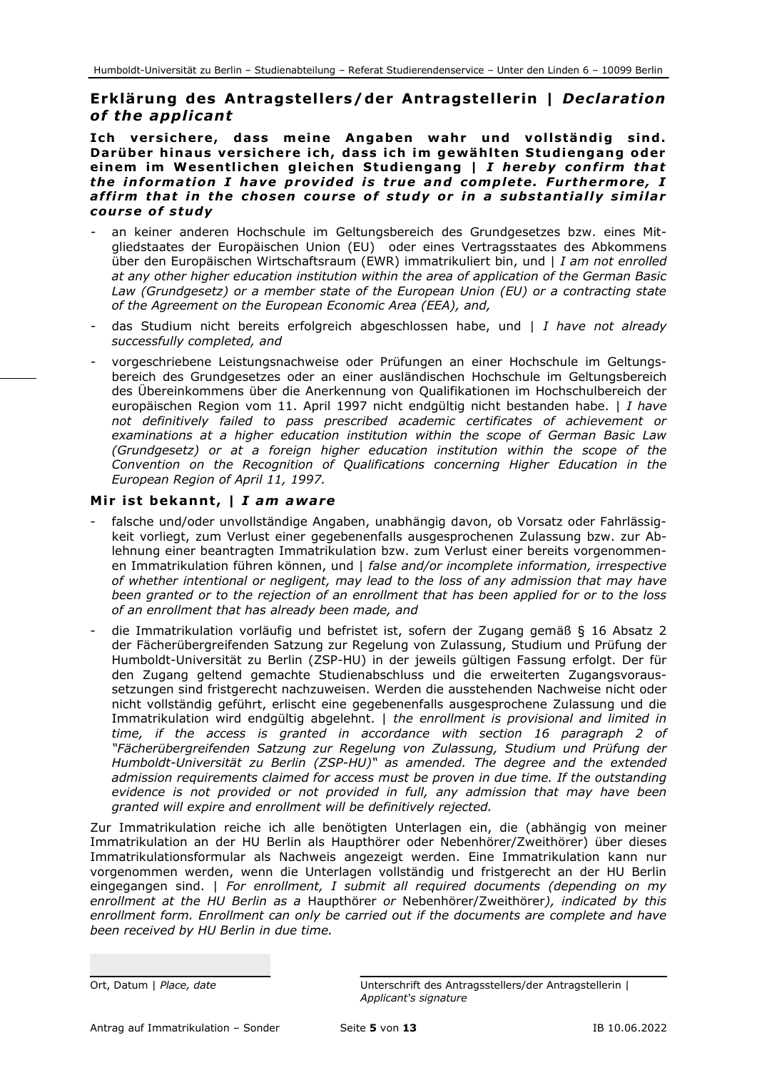## Erklärung des Antragstellers/der Antragstellerin | *Declaration of the applicant*

**Ich versichere, dass meine Angaben wahr und vollständig sind. Darüber hinaus versichere ich, dass ich im gewählten Studiengang oder einem im Wesentlichen gleichen Studiengang | *I hereby confirm that the information I have provided is true and complete. Furthermore, I affirm that in the chosen course of study or in a substantially similar course of study***

- an keiner anderen Hochschule im Geltungsbereich des Grundgesetzes bzw. eines Mitgliedstaates der Europäischen Union (EU) oder eines Vertragsstaates des Abkommens über den Europäischen Wirtschaftsraum (EWR) immatrikuliert bin, und | *I am not enrolled at any other higher education institution within the area of application of the German Basic Law (Grundgesetz) or a member state of the European Union (EU) or a contracting state of the Agreement on the European Economic Area (EEA), and,*
- das Studium nicht bereits erfolgreich abgeschlossen habe, und | *I have not already successfully completed, and*
- vorgeschriebene Leistungsnachweise oder Prüfungen an einer Hochschule im Geltungsbereich des Grundgesetzes oder an einer ausländischen Hochschule im Geltungsbereich des Übereinkommens über die Anerkennung von Qualifikationen im Hochschulbereich der europäischen Region vom 11. April 1997 nicht endgültig nicht bestanden habe. | *I have not definitively failed to pass prescribed academic certificates of achievement or examinations at a higher education institution within the scope of German Basic Law (Grundgesetz) or at a foreign higher education institution within the scope of the Convention on the Recognition of Qualifications concerning Higher Education in the European Region of April 11, 1997.*

### Mir ist bekannt, | *I am aware*

- falsche und/oder unvollständige Angaben, unabhängig davon, ob Vorsatz oder Fahrlässigkeit vorliegt, zum Verlust einer gegebenenfalls ausgesprochenen Zulassung bzw. zur Ablehnung einer beantragten Immatrikulation bzw. zum Verlust einer bereits vorgenommenen Immatrikulation führen können, und | *false and/or incomplete information, irrespective of whether intentional or negligent, may lead to the loss of any admission that may have been granted or to the rejection of an enrollment that has been applied for or to the loss of an enrollment that has already been made, and*
- die Immatrikulation vorläufig und befristet ist, sofern der Zugang gemäß § 16 Absatz 2 der Fächerübergreifenden Satzung zur Regelung von Zulassung, Studium und Prüfung der Humboldt-Universität zu Berlin (ZSP-HU) in der jeweils gültigen Fassung erfolgt. Der für den Zugang geltend gemachte Studienabschluss und die erweiterten Zugangsvoraussetzungen sind fristgerecht nachzuweisen. Werden die ausstehenden Nachweise nicht oder nicht vollständig geführt, erlischt eine gegebenenfalls ausgesprochene Zulassung und die Immatrikulation wird endgültig abgelehnt. | *the enrollment is provisional and limited in time, if the access is granted in accordance with section 16 paragraph 2 of "Fächerübergreifenden Satzung zur Regelung von Zulassung, Studium und Prüfung der Humboldt-Universität zu Berlin (ZSP-HU)" as amended. The degree and the extended admission requirements claimed for access must be proven in due time. If the outstanding evidence is not provided or not provided in full, any admission that may have been granted will expire and enrollment will be definitively rejected.*

Zur Immatrikulation reiche ich alle benötigten Unterlagen ein, die (abhängig von meiner Immatrikulation an der HU Berlin als Haupthörer oder Nebenhörer/Zweithörer) über dieses Immatrikulationsformular als Nachweis angezeigt werden. Eine Immatrikulation kann nur vorgenommen werden, wenn die Unterlagen vollständig und fristgerecht an der HU Berlin eingegangen sind. | *For enrollment, I submit all required documents (depending on my enrollment at the HU Berlin as a* Haupthörer *or* Nebenhörer/Zweithörer*), indicated by this enrollment form. Enrollment can only be carried out if the documents are complete and have been received by HU Berlin in due time.*

Ort, Datum | *Place, date*

Unterschrift des Antragsstellers/der Antragstellerin | *Applicant's signature*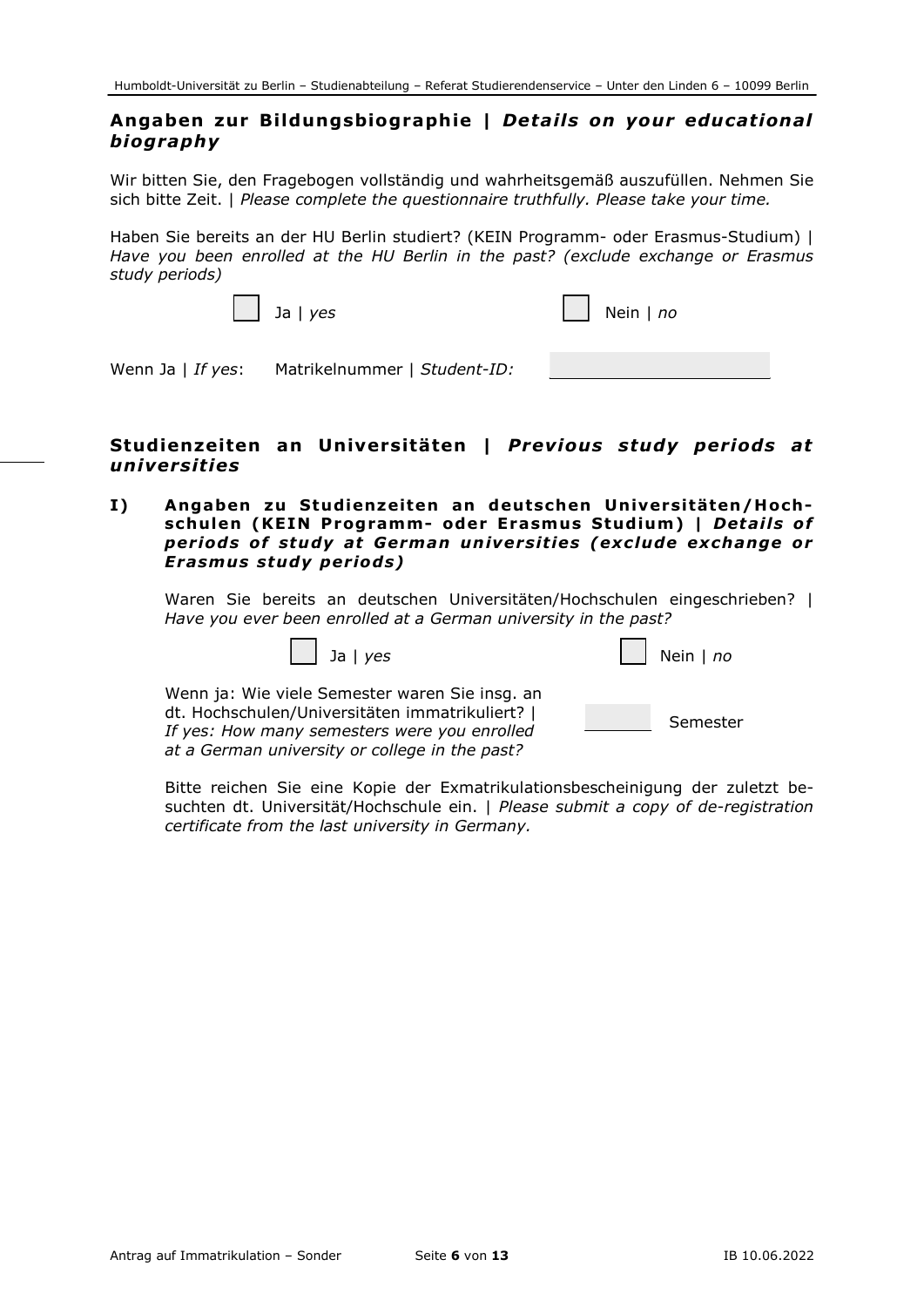## Angaben zur Bildungsbiographie | *Details on your educational biography*

Wir bitten Sie, den Fragebogen vollständig und wahrheitsgemäß auszufüllen. Nehmen Sie sich bitte Zeit. | *Please complete the questionnaire truthfully. Please take your time.*

Haben Sie bereits an der HU Berlin studiert? (KEIN Programm- oder Erasmus-Studium) | *Have you been enrolled at the HU Berlin in the past? (exclude exchange or Erasmus study periods)*

☐ Ja | *yes* ☐ Nein | *no*

Wenn Ja | *If yes*: Matrikelnummer | *Student-ID:* ____________

## Studienzeiten an Universitäten | *Previous study periods at universities*

### I) Angaben zu Studienzeiten an deutschen Universitäten/Hochschulen (KEIN Programm- oder Erasmus Studium) | *Details of periods of study at German universities (exclude exchange or Erasmus study periods)*

Waren Sie bereits an deutschen Universitäten/Hochschulen eingeschrieben? | *Have you ever been enrolled at a German university in the past?*

☐ Ja | *yes* ☐ Nein | *no*

Wenn ja: Wie viele Semester waren Sie insg. an dt. Hochschulen/Universitäten immatrikuliert? | *If yes: How many semesters were you enrolled at a German university or college in the past?* ______ Semester

Bitte reichen Sie eine Kopie der Exmatrikulationsbescheinigung der zuletzt besuchten dt. Universität/Hochschule ein. | *Please submit a copy of de-registration certificate from the last university in Germany.*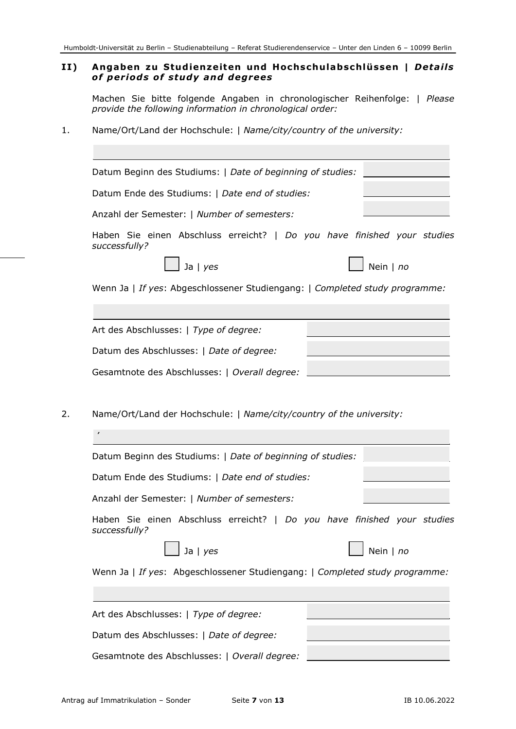## II) Angaben zu Studienzeiten und Hochschulabschlüssen | *Details of periods of study and degrees*

Machen Sie bitte folgende Angaben in chronologischer Reihenfolge: | *Please provide the following information in chronological order:*

1. Name/Ort/Land der Hochschule: | *Name/city/country of the university:*

   ______________________________

   Datum Beginn des Studiums: | *Date of beginning of studies:* ____________

   Datum Ende des Studiums: | *Date end of studies:* ____________

   Anzahl der Semester: | *Number of semesters:* ____________

   Haben Sie einen Abschluss erreicht? | *Do you have finished your studies successfully?*

   ☐ Ja | *yes* ☐ Nein | *no*

   Wenn Ja | *If yes*: Abgeschlossener Studiengang: | *Completed study programme:*

   ______________________________

   Art des Abschlusses: | *Type of degree:* ____________

   Datum des Abschlusses: | *Date of degree:* ____________

   Gesamtnote des Abschlusses: | *Overall degree:* ____________

2. Name/Ort/Land der Hochschule: | *Name/city/country of the university:*

   ______________________________

   Datum Beginn des Studiums: | *Date of beginning of studies:* ____________

   Datum Ende des Studiums: | *Date end of studies:* ____________

   Anzahl der Semester: | *Number of semesters:* ____________

   Haben Sie einen Abschluss erreicht? | *Do you have finished your studies successfully?*

   ☐ Ja | *yes* ☐ Nein | *no*

   Wenn Ja | *If yes*: Abgeschlossener Studiengang: | *Completed study programme:*

   ______________________________

   Art des Abschlusses: | *Type of degree:* ____________

   Datum des Abschlusses: | *Date of degree:* ____________

   Gesamtnote des Abschlusses: | *Overall degree:* ____________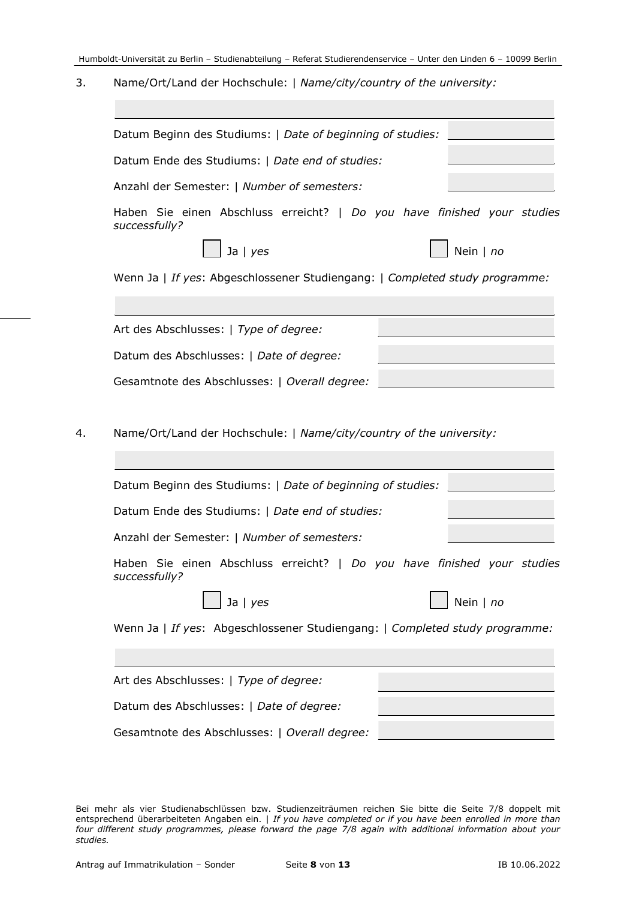3. Name/Ort/Land der Hochschule: | *Name/city/country of the university:*

Datum Beginn des Studiums: | *Date of beginning of studies:*

Datum Ende des Studiums: | *Date end of studies:*

Anzahl der Semester: | *Number of semesters:*

Haben Sie einen Abschluss erreicht? | *Do you have finished your studies successfully?*

☐ Ja | *yes* ☐ Nein | *no*

Wenn Ja | *If yes*: Abgeschlossener Studiengang: | *Completed study programme:*

Art des Abschlusses: | *Type of degree:*

Datum des Abschlusses: | *Date of degree:*

Gesamtnote des Abschlusses: | *Overall degree:*

4. Name/Ort/Land der Hochschule: | *Name/city/country of the university:*

Datum Beginn des Studiums: | *Date of beginning of studies:*

Datum Ende des Studiums: | *Date end of studies:*

Anzahl der Semester: | *Number of semesters:*

Haben Sie einen Abschluss erreicht? | *Do you have finished your studies successfully?*

☐ Ja | *yes* ☐ Nein | *no*

Wenn Ja | *If yes*: Abgeschlossener Studiengang: | *Completed study programme:*

Art des Abschlusses: | *Type of degree:*

Datum des Abschlusses: | *Date of degree:*

Gesamtnote des Abschlusses: | *Overall degree:*

Bei mehr als vier Studienabschlüssen bzw. Studienzeiträumen reichen Sie bitte die Seite 7/8 doppelt mit entsprechend überarbeiteten Angaben ein. | *If you have completed or if you have been enrolled in more than four different study programmes, please forward the page 7/8 again with additional information about your studies.*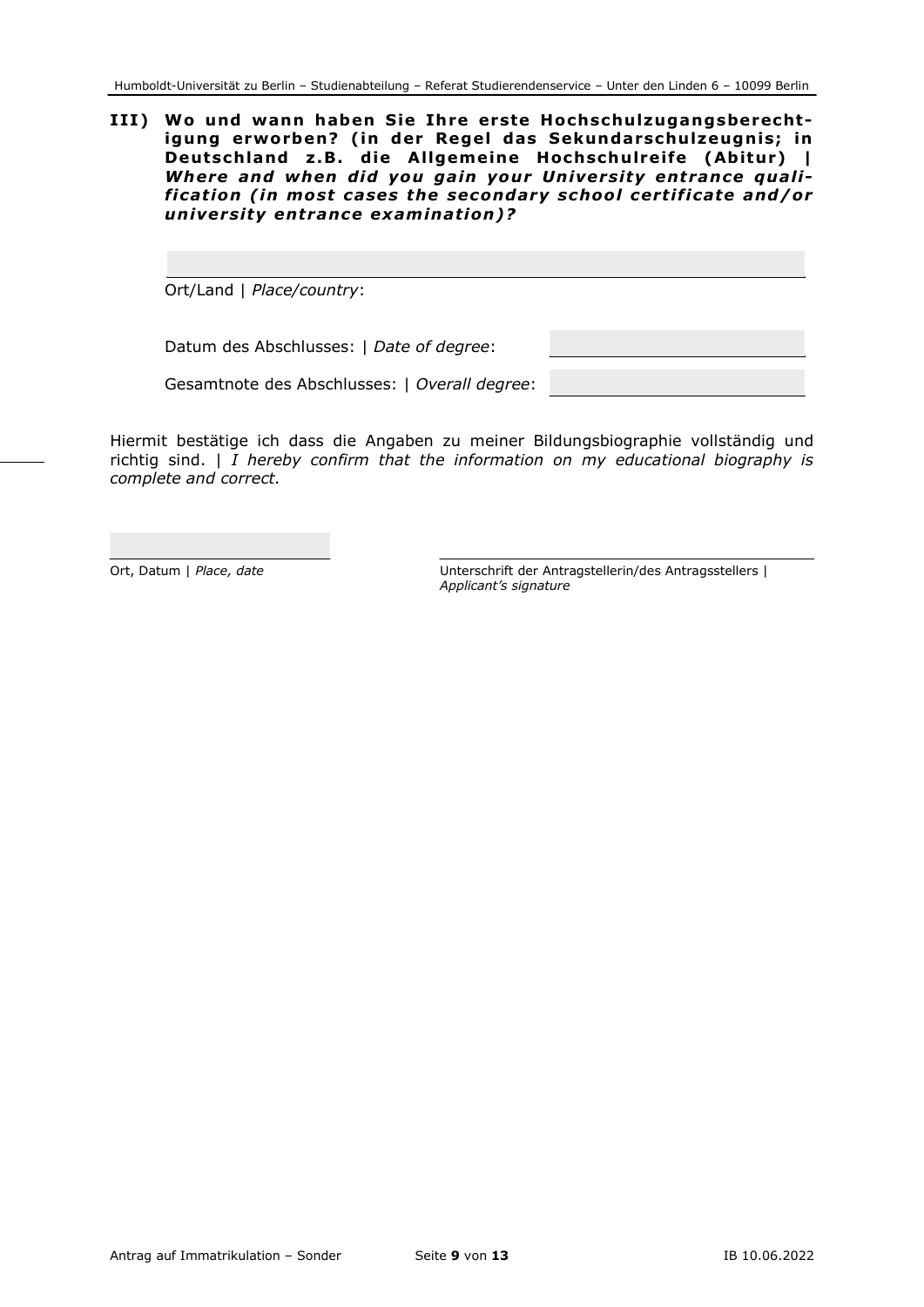### III) Wo und wann haben Sie Ihre erste Hochschulzugangsberechtigung erworben? (in der Regel das Sekundarschulzeugnis; in Deutschland z.B. die Allgemeine Hochschulreife (Abitur) | *Where and when did you gain your University entrance qualification (in most cases the secondary school certificate and/or university entrance examination)?*

Ort/Land | *Place/country*:

Datum des Abschlusses: | *Date of degree*:

Gesamtnote des Abschlusses: | *Overall degree*:

Hiermit bestätige ich dass die Angaben zu meiner Bildungsbiographie vollständig und richtig sind. | *I hereby confirm that the information on my educational biography is complete and correct.*

Ort, Datum | *Place, date*

Unterschrift der Antragstellerin/des Antragsstellers | *Applicant's signature*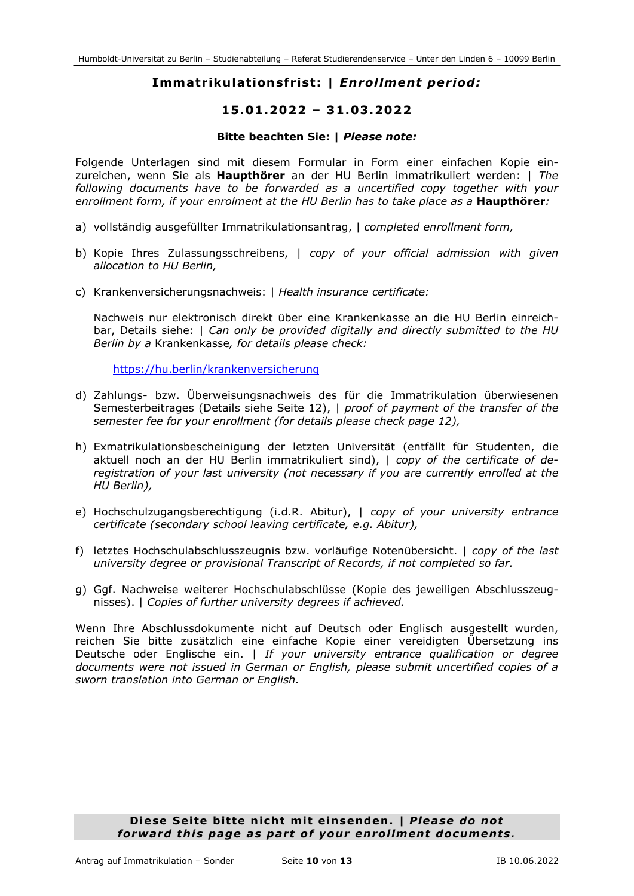## **Immatrikulationsfrist: | *Enrollment period:***

## **15.01.2022 – 31.03.2022**

**Bitte beachten Sie: | *Please note:***

Folgende Unterlagen sind mit diesem Formular in Form einer einfachen Kopie einzureichen, wenn Sie als **Haupthörer** an der HU Berlin immatrikuliert werden: | *The following documents have to be forwarded as a uncertified copy together with your enrollment form, if your enrolment at the HU Berlin has to take place as a* **Haupthörer***:*

a) vollständig ausgefüllter Immatrikulationsantrag, | *completed enrollment form,*

b) Kopie Ihres Zulassungsschreibens, | *copy of your official admission with given allocation to HU Berlin,*

c) Krankenversicherungsnachweis: | *Health insurance certificate:*

   Nachweis nur elektronisch direkt über eine Krankenkasse an die HU Berlin einreichbar, Details siehe: | *Can only be provided digitally and directly submitted to the HU Berlin by a* Krankenkasse*, for details please check:*

   https://hu.berlin/krankenversicherung

d) Zahlungs- bzw. Überweisungsnachweis des für die Immatrikulation überwiesenen Semesterbeitrages (Details siehe Seite 12), | *proof of payment of the transfer of the semester fee for your enrollment (for details please check page 12),*

h) Exmatrikulationsbescheinigung der letzten Universität (entfällt für Studenten, die aktuell noch an der HU Berlin immatrikuliert sind), | *copy of the certificate of de-registration of your last university (not necessary if you are currently enrolled at the HU Berlin),*

e) Hochschulzugangsberechtigung (i.d.R. Abitur), | *copy of your university entrance certificate (secondary school leaving certificate, e.g. Abitur),*

f) letztes Hochschulabschlusszeugnis bzw. vorläufige Notenübersicht. | *copy of the last university degree or provisional Transcript of Records, if not completed so far.*

g) Ggf. Nachweise weiterer Hochschulabschlüsse (Kopie des jeweiligen Abschlusszeugnisses). | *Copies of further university degrees if achieved.*

Wenn Ihre Abschlussdokumente nicht auf Deutsch oder Englisch ausgestellt wurden, reichen Sie bitte zusätzlich eine einfache Kopie einer vereidigten Übersetzung ins Deutsche oder Englische ein. | *If your university entrance qualification or degree documents were not issued in German or English, please submit uncertified copies of a sworn translation into German or English.*

**Diese Seite bitte nicht mit einsenden. | *Please do not forward this page as part of your enrollment documents.***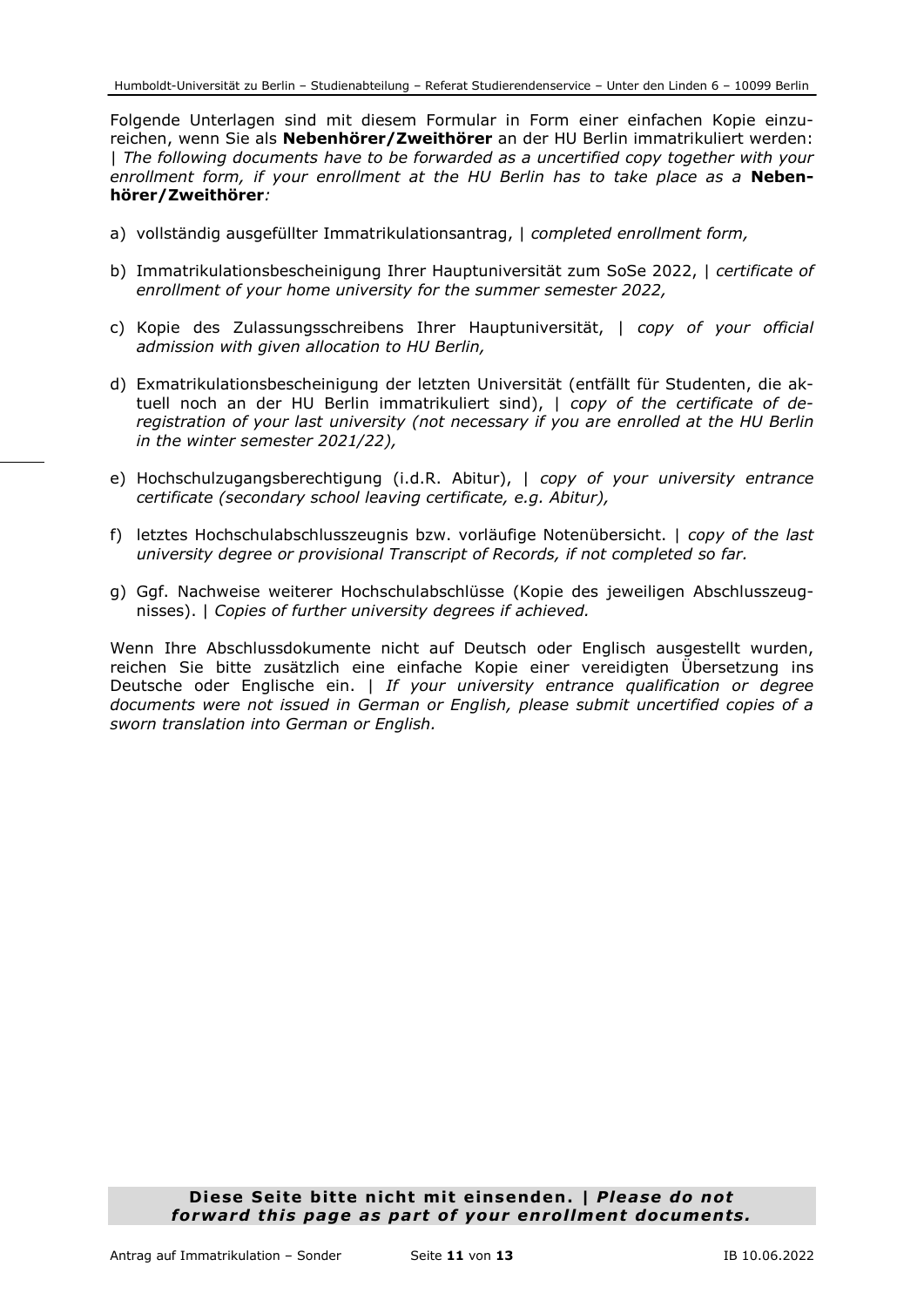Folgende Unterlagen sind mit diesem Formular in Form einer einfachen Kopie einzureichen, wenn Sie als **Nebenhörer/Zweithörer** an der HU Berlin immatrikuliert werden: | *The following documents have to be forwarded as a uncertified copy together with your enrollment form, if your enrollment at the HU Berlin has to take place as a* **Nebenhörer/Zweithörer***:*

a) vollständig ausgefüllter Immatrikulationsantrag, | *completed enrollment form,*

b) Immatrikulationsbescheinigung Ihrer Hauptuniversität zum SoSe 2022, | *certificate of enrollment of your home university for the summer semester 2022,*

c) Kopie des Zulassungsschreibens Ihrer Hauptuniversität, | *copy of your official admission with given allocation to HU Berlin,*

d) Exmatrikulationsbescheinigung der letzten Universität (entfällt für Studenten, die aktuell noch an der HU Berlin immatrikuliert sind), | *copy of the certificate of deregistration of your last university (not necessary if you are enrolled at the HU Berlin in the winter semester 2021/22),*

e) Hochschulzugangsberechtigung (i.d.R. Abitur), | *copy of your university entrance certificate (secondary school leaving certificate, e.g. Abitur),*

f) letztes Hochschulabschlusszeugnis bzw. vorläufige Notenübersicht. | *copy of the last university degree or provisional Transcript of Records, if not completed so far.*

g) Ggf. Nachweise weiterer Hochschulabschlüsse (Kopie des jeweiligen Abschlusszeugnisses). | *Copies of further university degrees if achieved.*

Wenn Ihre Abschlussdokumente nicht auf Deutsch oder Englisch ausgestellt wurden, reichen Sie bitte zusätzlich eine einfache Kopie einer vereidigten Übersetzung ins Deutsche oder Englische ein. | *If your university entrance qualification or degree documents were not issued in German or English, please submit uncertified copies of a sworn translation into German or English.*

**Diese Seite bitte nicht mit einsenden. | *Please do not forward this page as part of your enrollment documents.***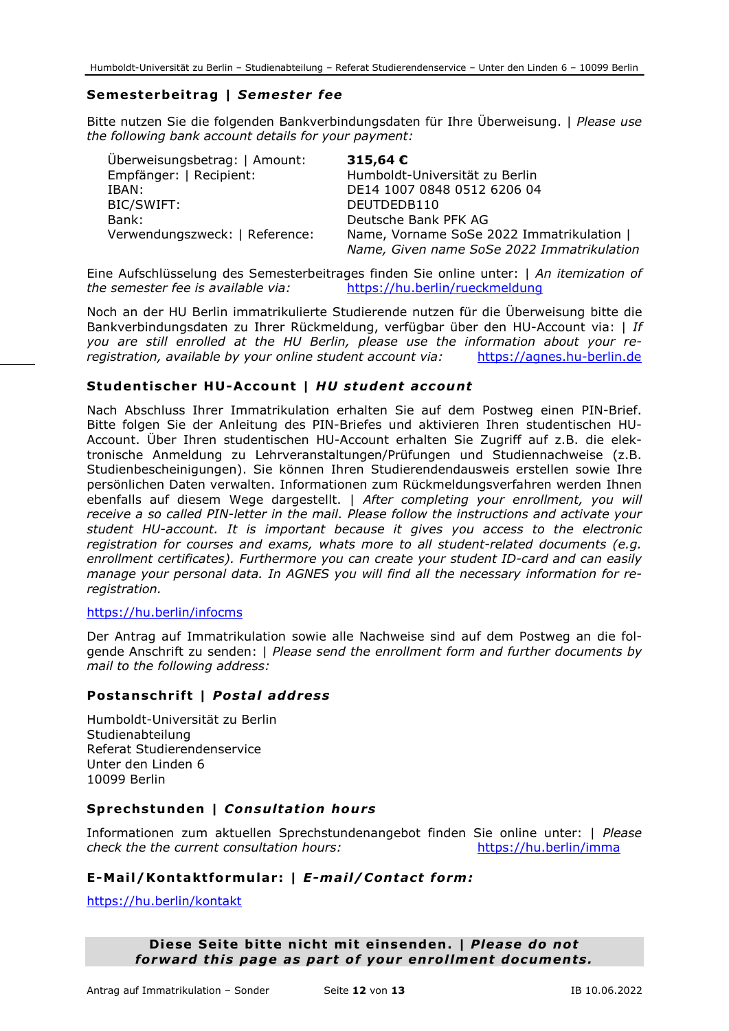## **Semesterbeitrag | *Semester fee***

Bitte nutzen Sie die folgenden Bankverbindungsdaten für Ihre Überweisung. | *Please use the following bank account details for your payment:*

| | |
|---|---|
| Überweisungsbetrag: \| Amount: | **315,64 €** |
| Empfänger: \| Recipient: | Humboldt-Universität zu Berlin |
| IBAN: | DE14 1007 0848 0512 6206 04 |
| BIC/SWIFT: | DEUTDEDB110 |
| Bank: | Deutsche Bank PFK AG |
| Verwendungszweck: \| Reference: | Name, Vorname SoSe 2022 Immatrikulation \| *Name, Given name SoSe 2022 Immatrikulation* |

Eine Aufschlüsselung des Semesterbeitrages finden Sie online unter: | *An itemization of the semester fee is available via:* https://hu.berlin/rueckmeldung

Noch an der HU Berlin immatrikulierte Studierende nutzen für die Überweisung bitte die Bankverbindungsdaten zu Ihrer Rückmeldung, verfügbar über den HU-Account via: | *If you are still enrolled at the HU Berlin, please use the information about your re-registration, available by your online student account via:* https://agnes.hu-berlin.de

## **Studentischer HU-Account | *HU student account***

Nach Abschluss Ihrer Immatrikulation erhalten Sie auf dem Postweg einen PIN-Brief. Bitte folgen Sie der Anleitung des PIN-Briefes und aktivieren Ihren studentischen HU-Account. Über Ihren studentischen HU-Account erhalten Sie Zugriff auf z.B. die elektronische Anmeldung zu Lehrveranstaltungen/Prüfungen und Studiennachweise (z.B. Studienbescheinigungen). Sie können Ihren Studierendendausweis erstellen sowie Ihre persönlichen Daten verwalten. Informationen zum Rückmeldungsverfahren werden Ihnen ebenfalls auf diesem Wege dargestellt. | *After completing your enrollment, you will receive a so called PIN-letter in the mail. Please follow the instructions and activate your student HU-account. It is important because it gives you access to the electronic registration for courses and exams, whats more to all student-related documents (e.g. enrollment certificates). Furthermore you can create your student ID-card and can easily manage your personal data. In AGNES you will find all the necessary information for re-registration.*

https://hu.berlin/infocms

Der Antrag auf Immatrikulation sowie alle Nachweise sind auf dem Postweg an die folgende Anschrift zu senden: | *Please send the enrollment form and further documents by mail to the following address:*

## **Postanschrift | *Postal address***

Humboldt-Universität zu Berlin
Studienabteilung
Referat Studierendenservice
Unter den Linden 6
10099 Berlin

## **Sprechstunden | *Consultation hours***

Informationen zum aktuellen Sprechstundenangebot finden Sie online unter: | *Please check the the current consultation hours:* https://hu.berlin/imma

## **E-Mail/Kontaktformular: | *E-mail/Contact form:***

https://hu.berlin/kontakt

**Diese Seite bitte nicht mit einsenden. | *Please do not forward this page as part of your enrollment documents.***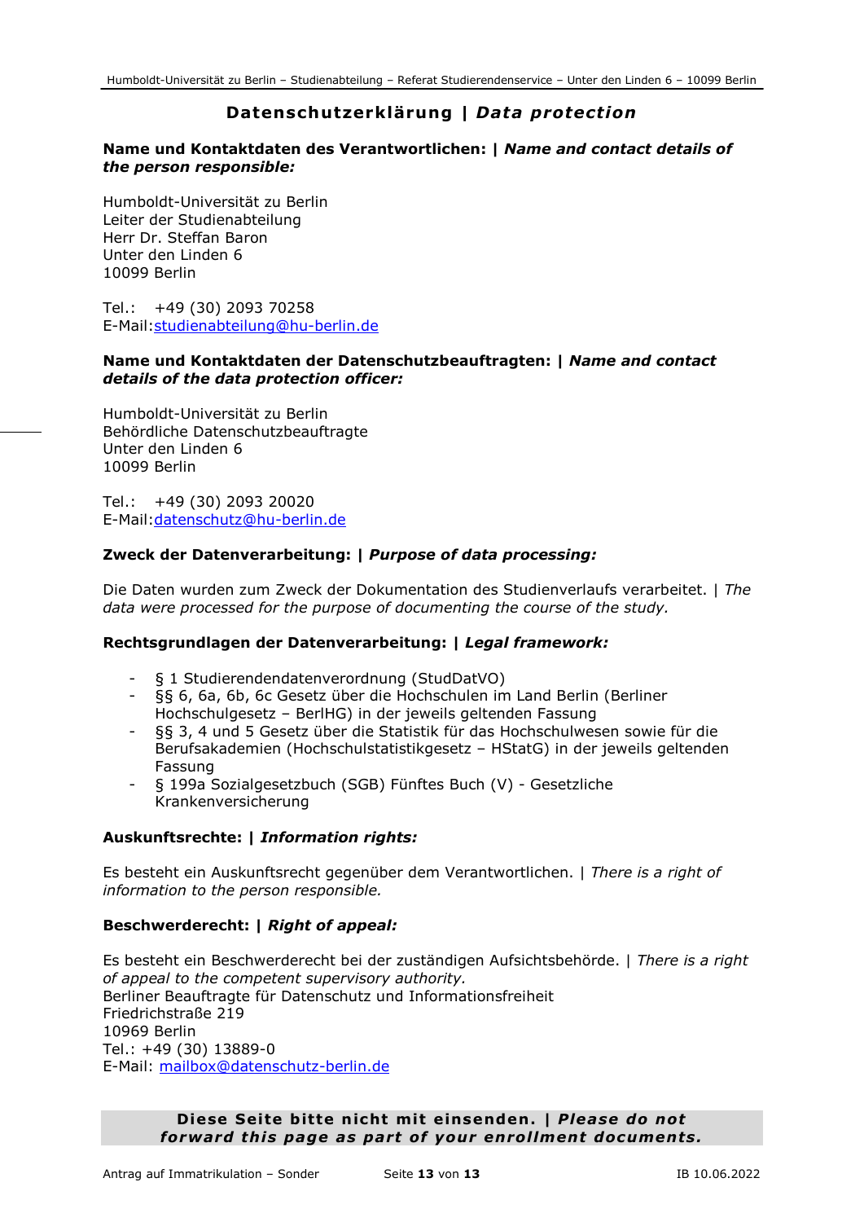## Datenschutzerklärung | *Data protection*

**Name und Kontaktdaten des Verantwortlichen: | *Name and contact details of the person responsible:***

Humboldt-Universität zu Berlin
Leiter der Studienabteilung
Herr Dr. Steffan Baron
Unter den Linden 6
10099 Berlin

Tel.: +49 (30) 2093 70258
E-Mail: studienabteilung@hu-berlin.de

**Name und Kontaktdaten der Datenschutzbeauftragten: | *Name and contact details of the data protection officer:***

Humboldt-Universität zu Berlin
Behördliche Datenschutzbeauftragte
Unter den Linden 6
10099 Berlin

Tel.: +49 (30) 2093 20020
E-Mail: datenschutz@hu-berlin.de

**Zweck der Datenverarbeitung: | *Purpose of data processing:***

Die Daten wurden zum Zweck der Dokumentation des Studienverlaufs verarbeitet. | *The data were processed for the purpose of documenting the course of the study.*

**Rechtsgrundlagen der Datenverarbeitung: | *Legal framework:***

- § 1 Studierendendatenverordnung (StudDatVO)
- §§ 6, 6a, 6b, 6c Gesetz über die Hochschulen im Land Berlin (Berliner Hochschulgesetz – BerlHG) in der jeweils geltenden Fassung
- §§ 3, 4 und 5 Gesetz über die Statistik für das Hochschulwesen sowie für die Berufsakademien (Hochschulstatistikgesetz – HStatG) in der jeweils geltenden Fassung
- § 199a Sozialgesetzbuch (SGB) Fünftes Buch (V) - Gesetzliche Krankenversicherung

**Auskunftsrechte: | *Information rights:***

Es besteht ein Auskunftsrecht gegenüber dem Verantwortlichen. | *There is a right of information to the person responsible.*

**Beschwerderecht: | *Right of appeal:***

Es besteht ein Beschwerderecht bei der zuständigen Aufsichtsbehörde. | *There is a right of appeal to the competent supervisory authority.*
Berliner Beauftragte für Datenschutz und Informationsfreiheit
Friedrichstraße 219
10969 Berlin
Tel.: +49 (30) 13889-0
E-Mail: mailbox@datenschutz-berlin.de

**Diese Seite bitte nicht mit einsenden. | *Please do not forward this page as part of your enrollment documents.***